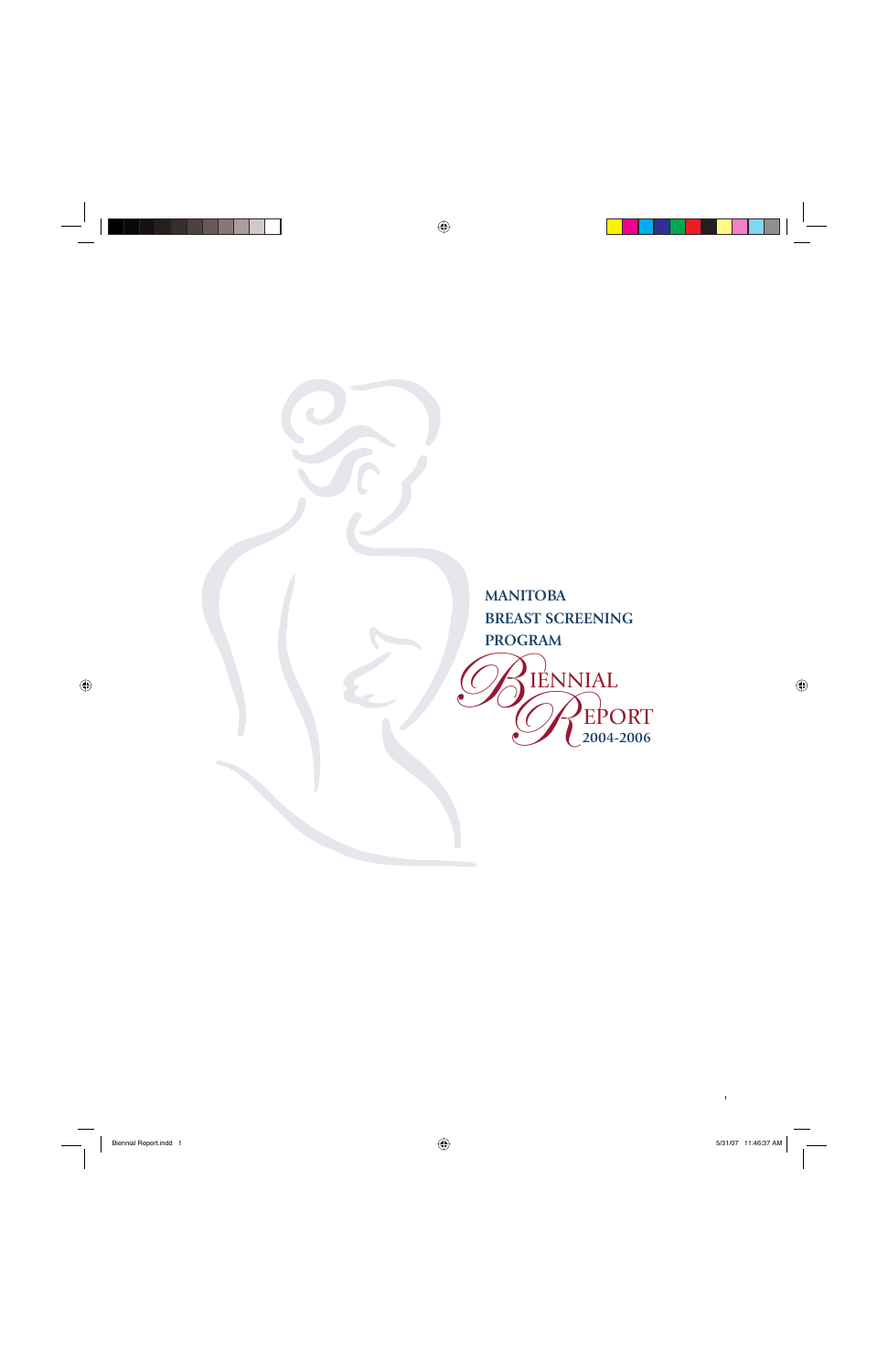# MANITOBA BREAST SCREENING PROGRAM

# BIENNIAL REPORT 2004-2006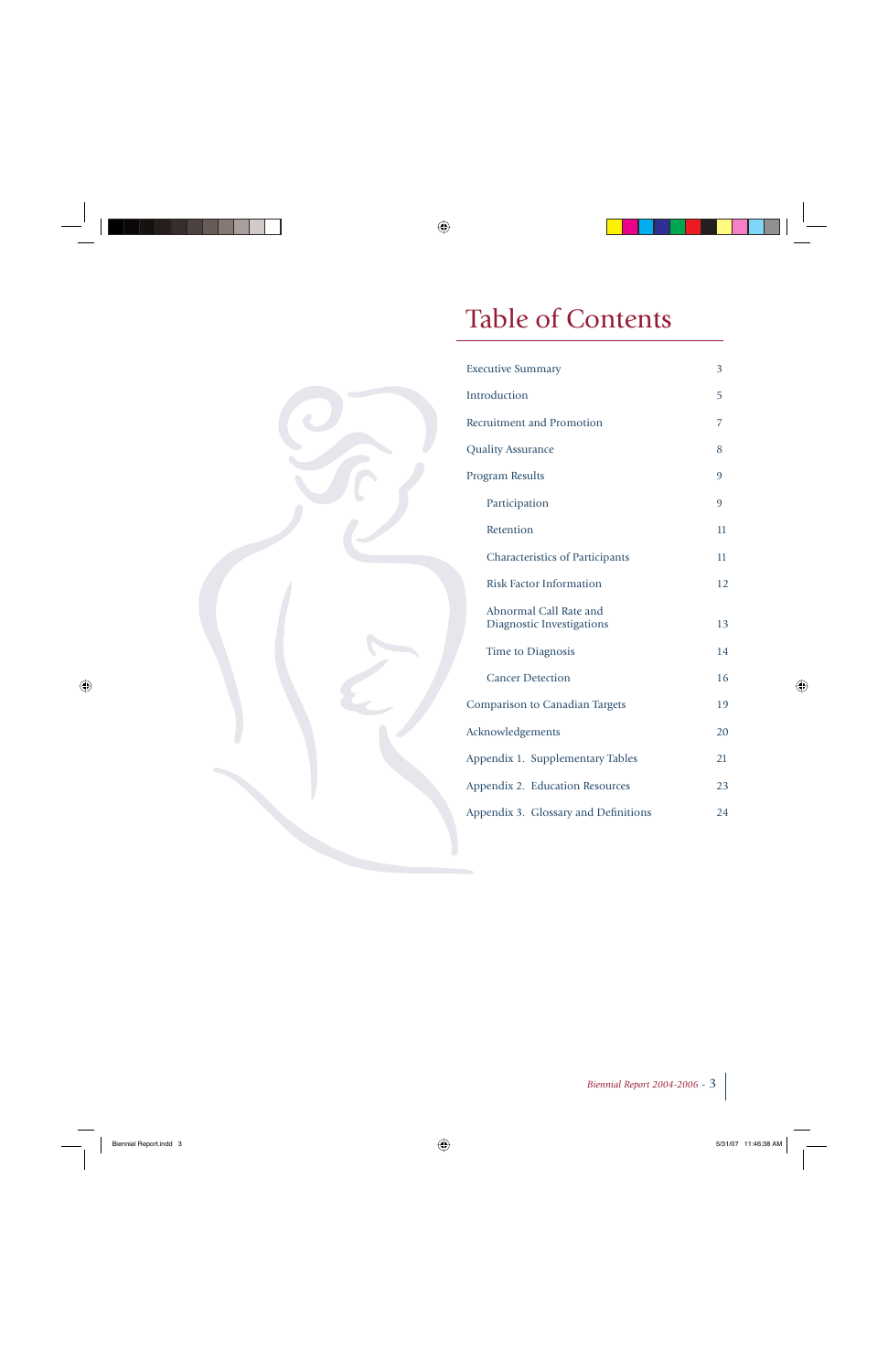# Table of Contents

| | |
|---|---|
| Executive Summary | 3 |
| Introduction | 5 |
| Recruitment and Promotion | 7 |
| Quality Assurance | 8 |
| Program Results | 9 |
| Participation | 9 |
| Retention | 11 |
| Characteristics of Participants | 11 |
| Risk Factor Information | 12 |
| Abnormal Call Rate and Diagnostic Investigations | 13 |
| Time to Diagnosis | 14 |
| Cancer Detection | 16 |
| Comparison to Canadian Targets | 19 |
| Acknowledgements | 20 |
| Appendix 1. Supplementary Tables | 21 |
| Appendix 2. Education Resources | 23 |
| Appendix 3. Glossary and Definitions | 24 |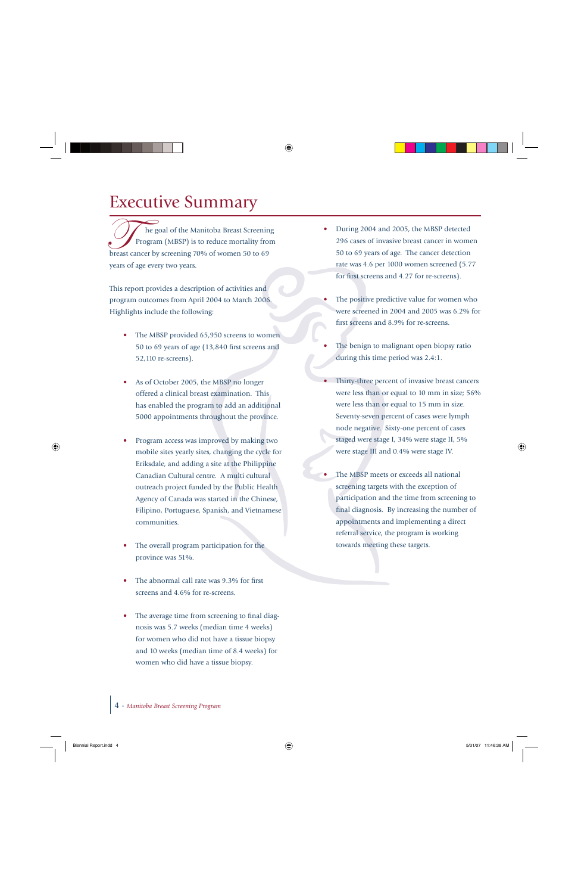# Executive Summary

The goal of the Manitoba Breast Screening Program (MBSP) is to reduce mortality from breast cancer by screening 70% of women 50 to 69 years of age every two years.

This report provides a description of activities and program outcomes from April 2004 to March 2006. Highlights include the following:

- The MBSP provided 65,950 screens to women 50 to 69 years of age (13,840 first screens and 52,110 re-screens).
- As of October 2005, the MBSP no longer offered a clinical breast examination. This has enabled the program to add an additional 5000 appointments throughout the province.
- Program access was improved by making two mobile sites yearly sites, changing the cycle for Eriksdale, and adding a site at the Philippine Canadian Cultural centre. A multi cultural outreach project funded by the Public Health Agency of Canada was started in the Chinese, Filipino, Portuguese, Spanish, and Vietnamese communities.
- The overall program participation for the province was 51%.
- The abnormal call rate was 9.3% for first screens and 4.6% for re-screens.
- The average time from screening to final diagnosis was 5.7 weeks (median time 4 weeks) for women who did not have a tissue biopsy and 10 weeks (median time of 8.4 weeks) for women who did have a tissue biopsy.
- During 2004 and 2005, the MBSP detected 296 cases of invasive breast cancer in women 50 to 69 years of age. The cancer detection rate was 4.6 per 1000 women screened (5.77 for first screens and 4.27 for re-screens).
- The positive predictive value for women who were screened in 2004 and 2005 was 6.2% for first screens and 8.9% for re-screens.
- The benign to malignant open biopsy ratio during this time period was 2.4:1.
- Thirty-three percent of invasive breast cancers were less than or equal to 10 mm in size; 56% were less than or equal to 15 mm in size. Seventy-seven percent of cases were lymph node negative. Sixty-one percent of cases staged were stage I, 34% were stage II, 5% were stage III and 0.4% were stage IV.
- The MBSP meets or exceeds all national screening targets with the exception of participation and the time from screening to final diagnosis. By increasing the number of appointments and implementing a direct referral service, the program is working towards meeting these targets.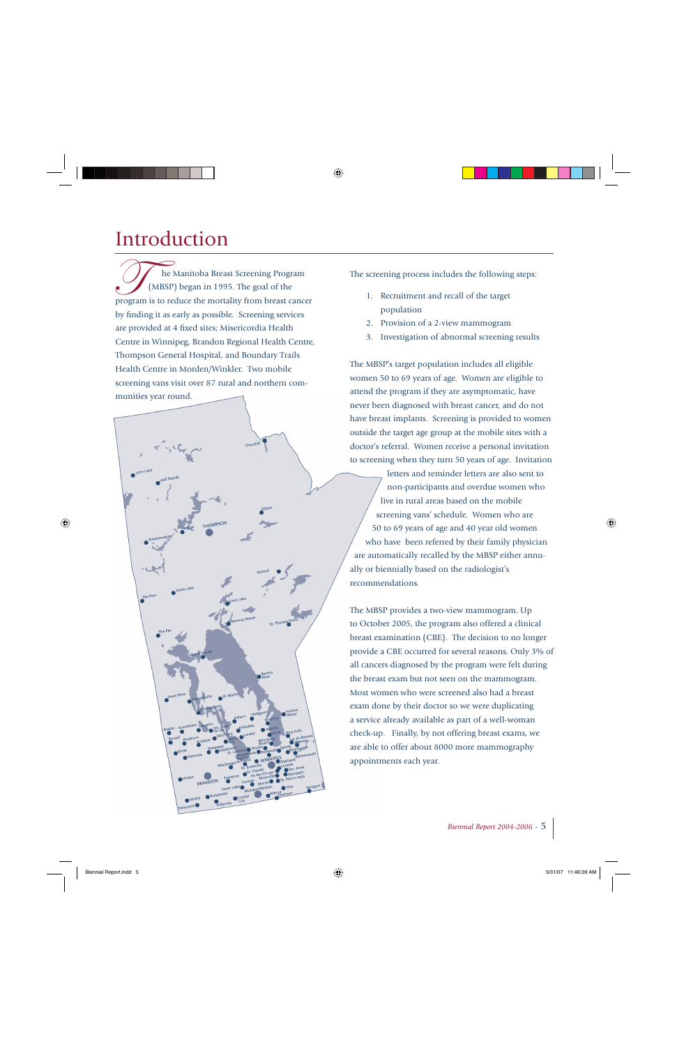# Introduction

The Manitoba Breast Screening Program (MBSP) began in 1995. The goal of the program is to reduce the mortality from breast cancer by finding it as early as possible. Screening services are provided at 4 fixed sites; Misericordia Health Centre in Winnipeg, Brandon Regional Health Centre, Thompson General Hospital, and Boundary Trails Health Centre in Morden/Winkler. Two mobile screening vans visit over 87 rural and northern communities year round.

The screening process includes the following steps:

1. Recruitment and recall of the target population
2. Provision of a 2-view mammogram
3. Investigation of abnormal screening results

The MBSP's target population includes all eligible women 50 to 69 years of age. Women are eligible to attend the program if they are asymptomatic, have never been diagnosed with breast cancer, and do not have breast implants. Screening is provided to women outside the target age group at the mobile sites with a doctor's referral. Women receive a personal invitation to screening when they turn 50 years of age. Invitation letters and reminder letters are also sent to non-participants and overdue women who live in rural areas based on the mobile screening vans' schedule. Women who are 50 to 69 years of age and 40 year old women who have been referred by their family physician are automatically recalled by the MBSP either annually or biennially based on the radiologist's recommendations.

The MBSP provides a two-view mammogram. Up to October 2005, the program also offered a clinical breast examination (CBE). The decision to no longer provide a CBE occurred for several reasons. Only 3% of all cancers diagnosed by the program were felt during the breast exam but not seen on the mammogram. Most women who were screened also had a breast exam done by their doctor so we were duplicating a service already available as part of a well-woman check-up. Finally, by not offering breast exams, we are able to offer about 8000 more mammography appointments each year.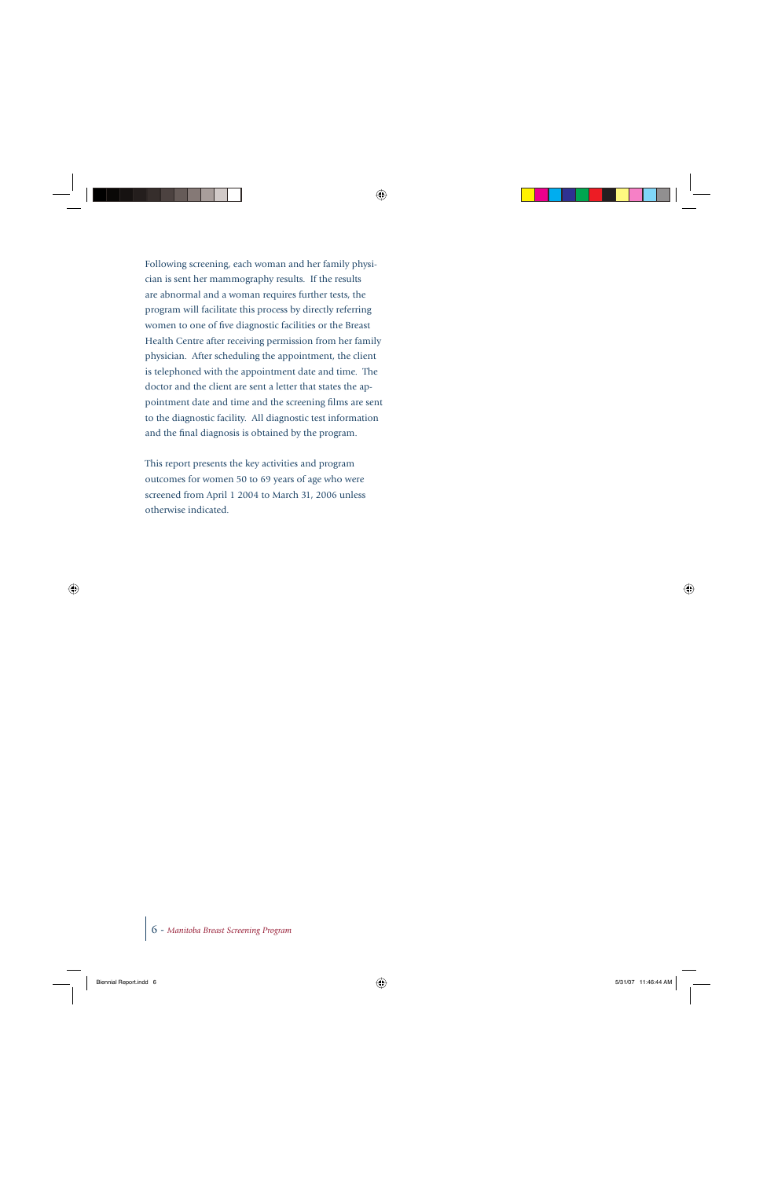Following screening, each woman and her family physician is sent her mammography results. If the results are abnormal and a woman requires further tests, the program will facilitate this process by directly referring women to one of five diagnostic facilities or the Breast Health Centre after receiving permission from her family physician. After scheduling the appointment, the client is telephoned with the appointment date and time. The doctor and the client are sent a letter that states the appointment date and time and the screening films are sent to the diagnostic facility. All diagnostic test information and the final diagnosis is obtained by the program.

This report presents the key activities and program outcomes for women 50 to 69 years of age who were screened from April 1 2004 to March 31, 2006 unless otherwise indicated.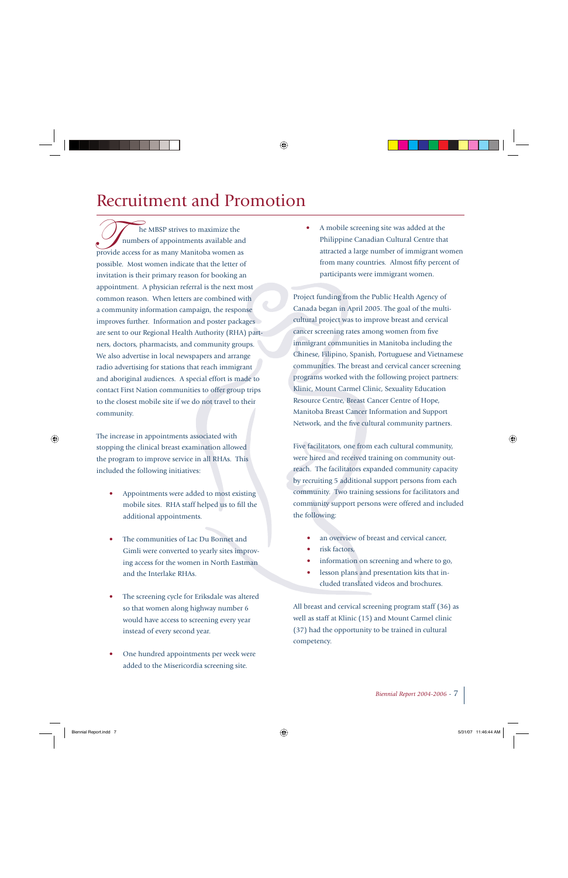# Recruitment and Promotion

The MBSP strives to maximize the numbers of appointments available and provide access for as many Manitoba women as possible. Most women indicate that the letter of invitation is their primary reason for booking an appointment. A physician referral is the next most common reason. When letters are combined with a community information campaign, the response improves further. Information and poster packages are sent to our Regional Health Authority (RHA) partners, doctors, pharmacists, and community groups. We also advertise in local newspapers and arrange radio advertising for stations that reach immigrant and aboriginal audiences. A special effort is made to contact First Nation communities to offer group trips to the closest mobile site if we do not travel to their community.

The increase in appointments associated with stopping the clinical breast examination allowed the program to improve service in all RHAs. This included the following initiatives:

- Appointments were added to most existing mobile sites. RHA staff helped us to fill the additional appointments.
- The communities of Lac Du Bonnet and Gimli were converted to yearly sites improving access for the women in North Eastman and the Interlake RHAs.
- The screening cycle for Eriksdale was altered so that women along highway number 6 would have access to screening every year instead of every second year.
- One hundred appointments per week were added to the Misericordia screening site.
- A mobile screening site was added at the Philippine Canadian Cultural Centre that attracted a large number of immigrant women from many countries. Almost fifty percent of participants were immigrant women.

Project funding from the Public Health Agency of Canada began in April 2005. The goal of the multi-cultural project was to improve breast and cervical cancer screening rates among women from five immigrant communities in Manitoba including the Chinese, Filipino, Spanish, Portuguese and Vietnamese communities. The breast and cervical cancer screening programs worked with the following project partners: Klinic, Mount Carmel Clinic, Sexuality Education Resource Centre, Breast Cancer Centre of Hope, Manitoba Breast Cancer Information and Support Network, and the five cultural community partners.

Five facilitators, one from each cultural community, were hired and received training on community outreach. The facilitators expanded community capacity by recruiting 5 additional support persons from each community. Two training sessions for facilitators and community support persons were offered and included the following:

- an overview of breast and cervical cancer,
- risk factors,
- information on screening and where to go,
- lesson plans and presentation kits that included translated videos and brochures.

All breast and cervical screening program staff (36) as well as staff at Klinic (15) and Mount Carmel clinic (37) had the opportunity to be trained in cultural competency.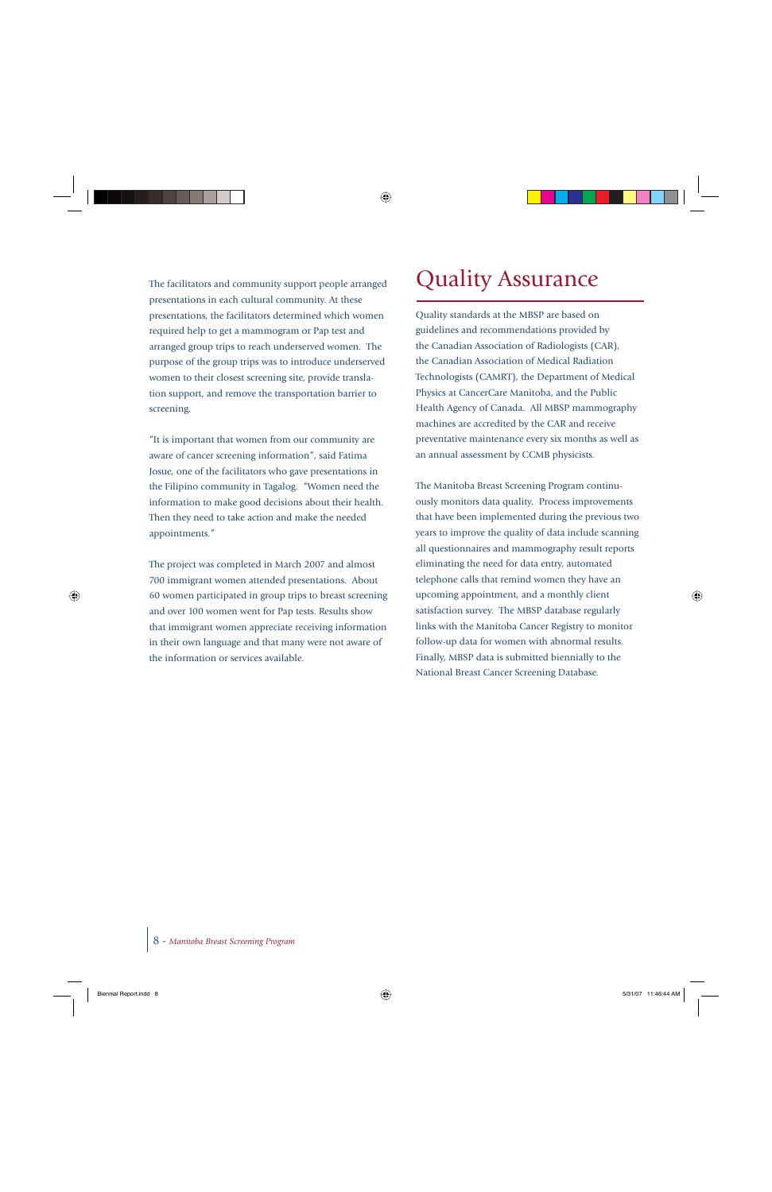The facilitators and community support people arranged presentations in each cultural community. At these presentations, the facilitators determined which women required help to get a mammogram or Pap test and arranged group trips to reach underserved women. The purpose of the group trips was to introduce underserved women to their closest screening site, provide translation support, and remove the transportation barrier to screening.

"It is important that women from our community are aware of cancer screening information", said Fatima Josue, one of the facilitators who gave presentations in the Filipino community in Tagalog. "Women need the information to make good decisions about their health. Then they need to take action and make the needed appointments."

The project was completed in March 2007 and almost 700 immigrant women attended presentations. About 60 women participated in group trips to breast screening and over 100 women went for Pap tests. Results show that immigrant women appreciate receiving information in their own language and that many were not aware of the information or services available.

# Quality Assurance

Quality standards at the MBSP are based on guidelines and recommendations provided by the Canadian Association of Radiologists (CAR), the Canadian Association of Medical Radiation Technologists (CAMRT), the Department of Medical Physics at CancerCare Manitoba, and the Public Health Agency of Canada. All MBSP mammography machines are accredited by the CAR and receive preventative maintenance every six months as well as an annual assessment by CCMB physicists.

The Manitoba Breast Screening Program continuously monitors data quality. Process improvements that have been implemented during the previous two years to improve the quality of data include scanning all questionnaires and mammography result reports eliminating the need for data entry, automated telephone calls that remind women they have an upcoming appointment, and a monthly client satisfaction survey. The MBSP database regularly links with the Manitoba Cancer Registry to monitor follow-up data for women with abnormal results. Finally, MBSP data is submitted biennially to the National Breast Cancer Screening Database.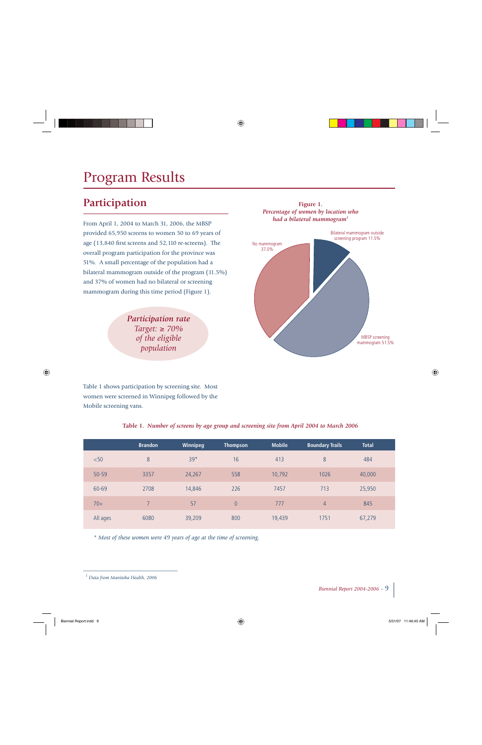# Program Results

## Participation

From April 1, 2004 to March 31, 2006, the MBSP provided 65,950 screens to women 50 to 69 years of age (13,840 first screens and 52,110 re-screens). The overall program participation for the province was 51%. A small percentage of the population had a bilateral mammogram outside of the program (11.5%) and 37% of women had no bilateral or screening mammogram during this time period (Figure 1).

*Participation rate*
*Target: ≥ 70% of the eligible population*

**Figure 1.**
*Percentage of women by location who had a bilateral mammogram*[1]

No mammogram 37.0%
Bilateral mammogram outside screening program 11.5%
MBSP screening mammogram 51.5%

Table 1 shows participation by screening site. Most women were screened in Winnipeg followed by the Mobile screening vans.

**Table 1.** *Number of screens by age group and screening site from April 2004 to March 2006*

| | Brandon | Winnipeg | Thompson | Mobile | Boundary Trails | Total |
|---|---|---|---|---|---|---|
| <50 | 8 | 39* | 16 | 413 | 8 | 484 |
| 50-59 | 3357 | 24,267 | 558 | 10,792 | 1026 | 40,000 |
| 60-69 | 2708 | 14,846 | 226 | 7457 | 713 | 25,950 |
| 70+ | 7 | 57 | 0 | 777 | 4 | 845 |
| All ages | 6080 | 39,209 | 800 | 19,439 | 1751 | 67,279 |

\* *Most of these women were 49 years of age at the time of screening.*

[1] *Data from Manitoba Health, 2006*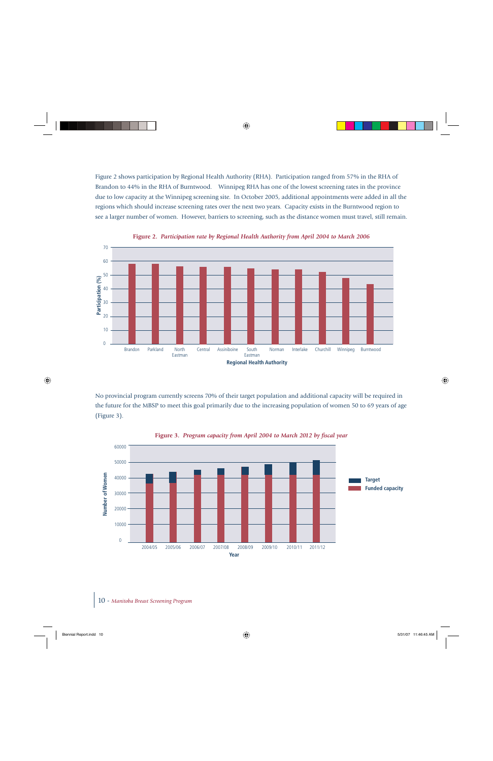Figure 2 shows participation by Regional Health Authority (RHA). Participation ranged from 57% in the RHA of Brandon to 44% in the RHA of Burntwood. Winnipeg RHA has one of the lowest screening rates in the province due to low capacity at the Winnipeg screening site. In October 2005, additional appointments were added in all the regions which should increase screening rates over the next two years. Capacity exists in the Burntwood region to see a larger number of women. However, barriers to screening, such as the distance women must travel, still remain.

**Figure 2.** *Participation rate by Regional Health Authority from April 2004 to March 2006*

No provincial program currently screens 70% of their target population and additional capacity will be required in the future for the MBSP to meet this goal primarily due to the increasing population of women 50 to 69 years of age (Figure 3).

**Figure 3.** *Program capacity from April 2004 to March 2012 by fiscal year*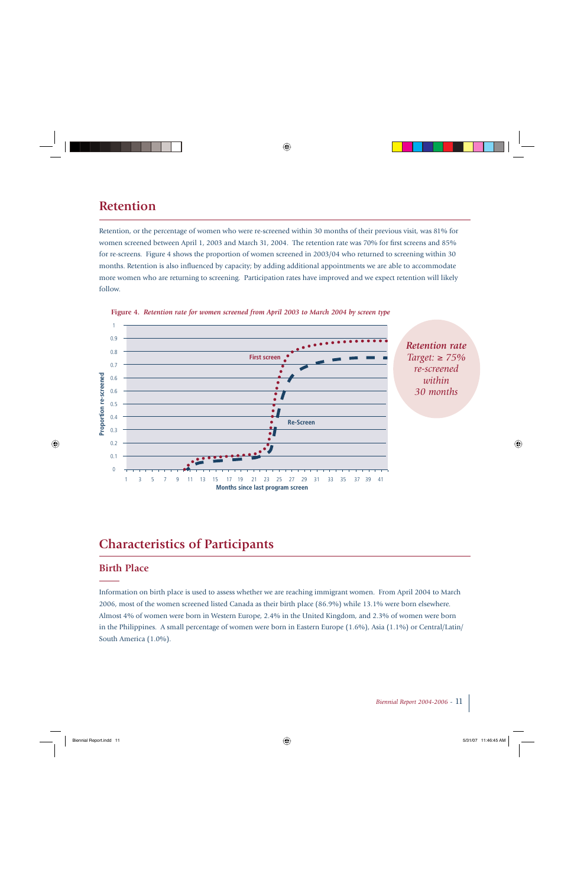# Retention

Retention, or the percentage of women who were re-screened within 30 months of their previous visit, was 81% for women screened between April 1, 2003 and March 31, 2004. The retention rate was 70% for first screens and 85% for re-screens. Figure 4 shows the proportion of women screened in 2003/04 who returned to screening within 30 months. Retention is also influenced by capacity; by adding additional appointments we are able to accommodate more women who are returning to screening. Participation rates have improved and we expect retention will likely follow.

*Figure 4. Retention rate for women screened from April 2003 to March 2004 by screen type*

*Retention rate Target: ≥ 75% re-screened within 30 months*

# Characteristics of Participants

## Birth Place

Information on birth place is used to assess whether we are reaching immigrant women. From April 2004 to March 2006, most of the women screened listed Canada as their birth place (86.9%) while 13.1% were born elsewhere. Almost 4% of women were born in Western Europe, 2.4% in the United Kingdom, and 2.3% of women were born in the Philippines. A small percentage of women were born in Eastern Europe (1.6%), Asia (1.1%) or Central/Latin/South America (1.0%).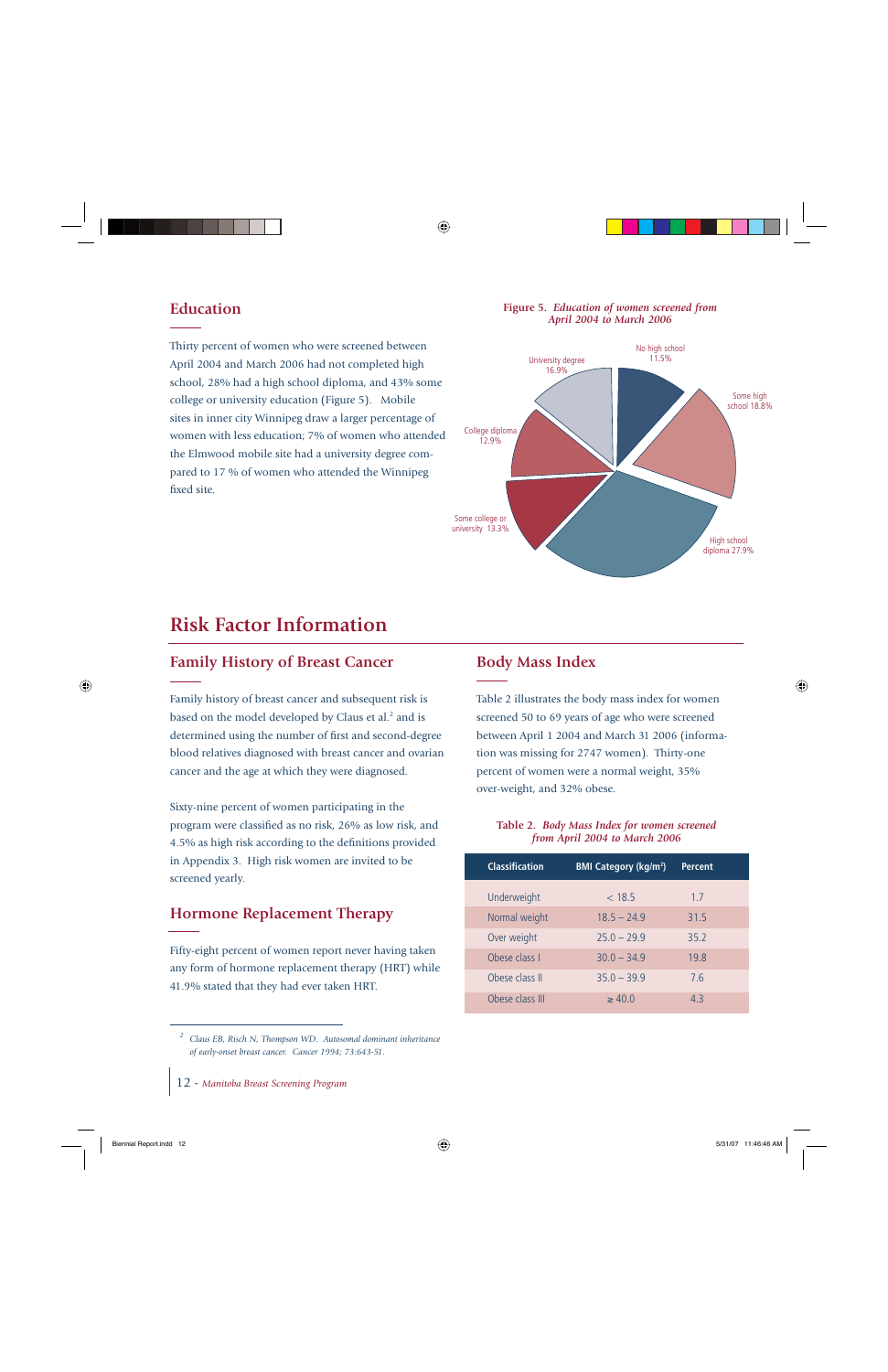## Education

Thirty percent of women who were screened between April 2004 and March 2006 had not completed high school, 28% had a high school diploma, and 43% some college or university education (Figure 5). Mobile sites in inner city Winnipeg draw a larger percentage of women with less education; 7% of women who attended the Elmwood mobile site had a university degree compared to 17 % of women who attended the Winnipeg fixed site.

**Figure 5.** *Education of women screened from April 2004 to March 2006*

- No high school 11.5%
- Some high school 18.8%
- High school diploma 27.9%
- Some college or university 13.3%
- College diploma 12.9%
- University degree 16.9%

# Risk Factor Information

## Family History of Breast Cancer

Family history of breast cancer and subsequent risk is based on the model developed by Claus et al.[2] and is determined using the number of first and second-degree blood relatives diagnosed with breast cancer and ovarian cancer and the age at which they were diagnosed.

Sixty-nine percent of women participating in the program were classified as no risk, 26% as low risk, and 4.5% as high risk according to the definitions provided in Appendix 3. High risk women are invited to be screened yearly.

## Hormone Replacement Therapy

Fifty-eight percent of women report never having taken any form of hormone replacement therapy (HRT) while 41.9% stated that they had ever taken HRT.

## Body Mass Index

Table 2 illustrates the body mass index for women screened 50 to 69 years of age who were screened between April 1 2004 and March 31 2006 (information was missing for 2747 women). Thirty-one percent of women were a normal weight, 35% over-weight, and 32% obese.

**Table 2.** *Body Mass Index for women screened from April 2004 to March 2006*

| Classification | BMI Category (kg/m²) | Percent |
|---|---|---|
| Underweight | < 18.5 | 1.7 |
| Normal weight | 18.5 – 24.9 | 31.5 |
| Over weight | 25.0 – 29.9 | 35.2 |
| Obese class I | 30.0 – 34.9 | 19.8 |
| Obese class II | 35.0 – 39.9 | 7.6 |
| Obese class III | ≥ 40.0 | 4.3 |

[2] *Claus EB, Risch N, Thompson WD. Autosomal dominant inheritance of early-onset breast cancer. Cancer 1994; 73:643-51.*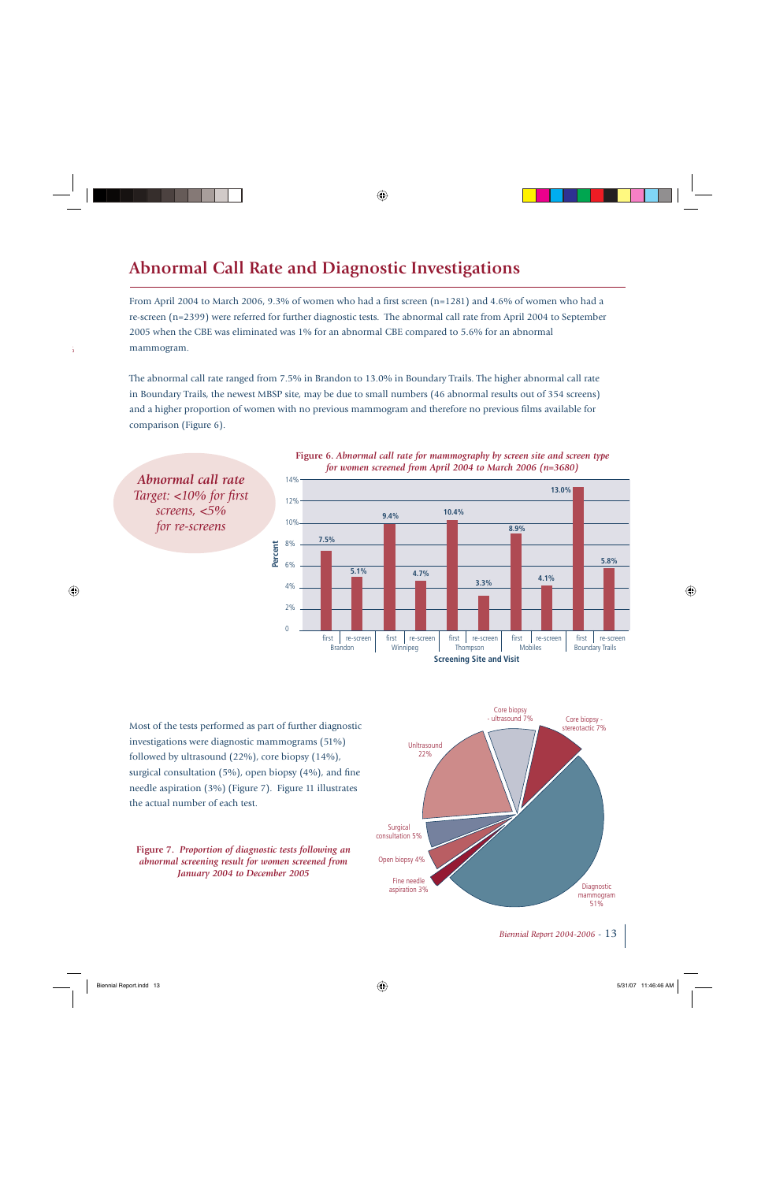# Abnormal Call Rate and Diagnostic Investigations

From April 2004 to March 2006, 9.3% of women who had a first screen (n=1281) and 4.6% of women who had a re-screen (n=2399) were referred for further diagnostic tests. The abnormal call rate from April 2004 to September 2005 when the CBE was eliminated was 1% for an abnormal CBE compared to 5.6% for an abnormal mammogram.

The abnormal call rate ranged from 7.5% in Brandon to 13.0% in Boundary Trails. The higher abnormal call rate in Boundary Trails, the newest MBSP site, may be due to small numbers (46 abnormal results out of 354 screens) and a higher proportion of women with no previous mammogram and therefore no previous films available for comparison (Figure 6).

*Abnormal call rate Target: <10% for first screens, <5% for re-screens*

**Figure 6.** *Abnormal call rate for mammography by screen site and screen type for women screened from April 2004 to March 2006 (n=3680)*

| Screening Site | Visit | Percent |
|---|---|---|
| Brandon | first | 7.5% |
| Brandon | re-screen | 5.1% |
| Winnipeg | first | 9.4% |
| Winnipeg | re-screen | 4.7% |
| Thompson | first | 10.4% |
| Thompson | re-screen | 3.3% |
| Mobiles | first | 8.9% |
| Mobiles | re-screen | 4.1% |
| Boundary Trails | first | 13.0% |
| Boundary Trails | re-screen | 5.8% |

Most of the tests performed as part of further diagnostic investigations were diagnostic mammograms (51%) followed by ultrasound (22%), core biopsy (14%), surgical consultation (5%), open biopsy (4%), and fine needle aspiration (3%) (Figure 7). Figure 11 illustrates the actual number of each test.

**Figure 7.** *Proportion of diagnostic tests following an abnormal screening result for women screened from January 2004 to December 2005*

| Diagnostic test | Proportion |
|---|---|
| Diagnostic mammogram | 51% |
| Unltrasound | 22% |
| Core biopsy - ultrasound | 7% |
| Core biopsy - stereotactic | 7% |
| Surgical consultation | 5% |
| Open biopsy | 4% |
| Fine needle aspiration | 3% |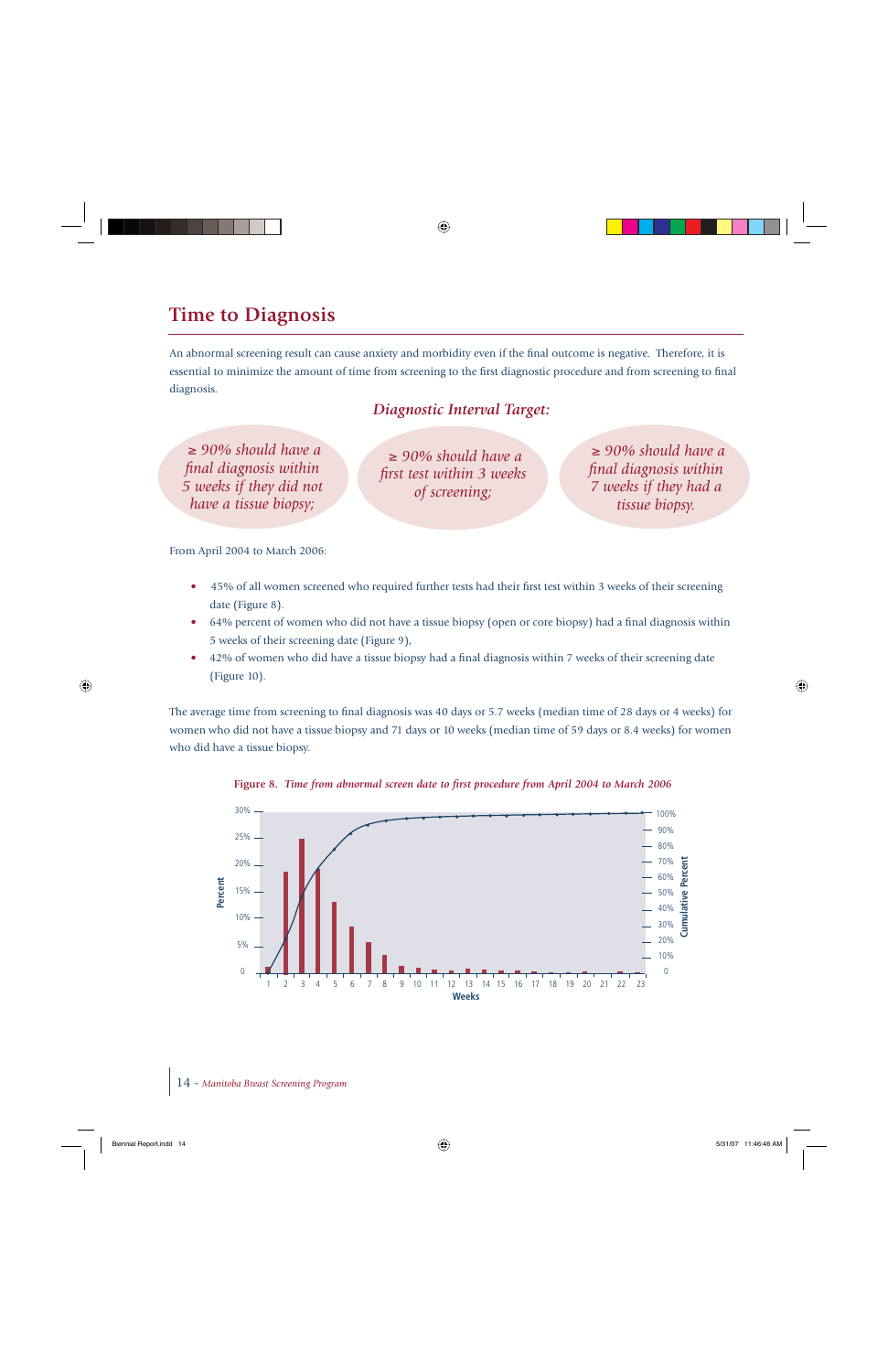# Time to Diagnosis

An abnormal screening result can cause anxiety and morbidity even if the final outcome is negative. Therefore, it is essential to minimize the amount of time from screening to the first diagnostic procedure and from screening to final diagnosis.

## *Diagnostic Interval Target:*

*≥ 90% should have a final diagnosis within 5 weeks if they did not have a tissue biopsy;*

*≥ 90% should have a first test within 3 weeks of screening;*

*≥ 90% should have a final diagnosis within 7 weeks if they had a tissue biopsy.*

From April 2004 to March 2006:

- 45% of all women screened who required further tests had their first test within 3 weeks of their screening date (Figure 8).
- 64% percent of women who did not have a tissue biopsy (open or core biopsy) had a final diagnosis within 5 weeks of their screening date (Figure 9),
- 42% of women who did have a tissue biopsy had a final diagnosis within 7 weeks of their screening date (Figure 10).

The average time from screening to final diagnosis was 40 days or 5.7 weeks (median time of 28 days or 4 weeks) for women who did not have a tissue biopsy and 71 days or 10 weeks (median time of 59 days or 8.4 weeks) for women who did have a tissue biopsy.

**Figure 8.** ***Time from abnormal screen date to first procedure from April 2004 to March 2006***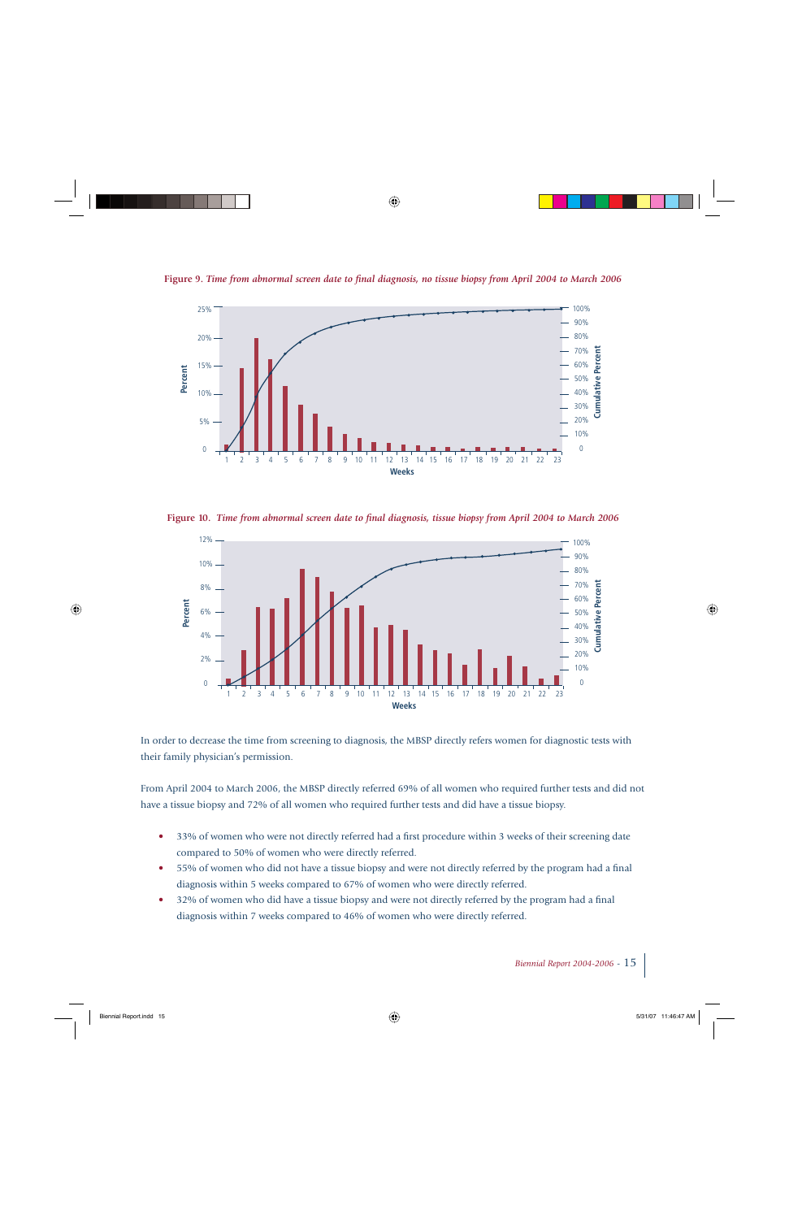**Figure 9.** *Time from abnormal screen date to final diagnosis, no tissue biopsy from April 2004 to March 2006*

**Figure 10.** *Time from abnormal screen date to final diagnosis, tissue biopsy from April 2004 to March 2006*

In order to decrease the time from screening to diagnosis, the MBSP directly refers women for diagnostic tests with their family physician's permission.

From April 2004 to March 2006, the MBSP directly referred 69% of all women who required further tests and did not have a tissue biopsy and 72% of all women who required further tests and did have a tissue biopsy.

- 33% of women who were not directly referred had a first procedure within 3 weeks of their screening date compared to 50% of women who were directly referred.
- 55% of women who did not have a tissue biopsy and were not directly referred by the program had a final diagnosis within 5 weeks compared to 67% of women who were directly referred.
- 32% of women who did have a tissue biopsy and were not directly referred by the program had a final diagnosis within 7 weeks compared to 46% of women who were directly referred.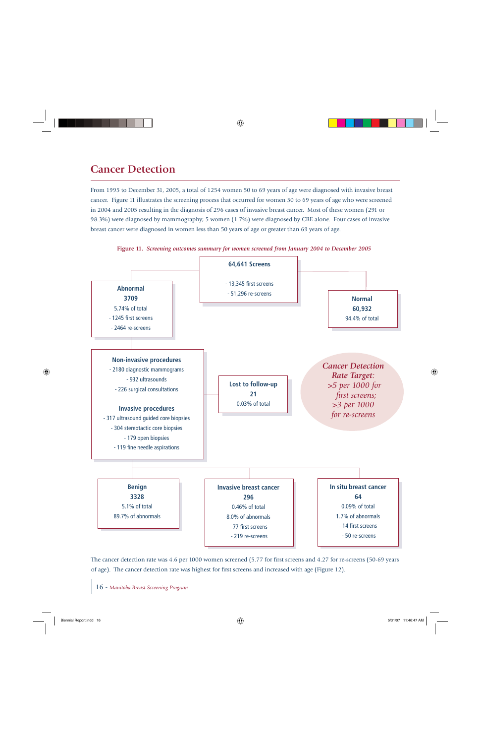## Cancer Detection

From 1995 to December 31, 2005, a total of 1254 women 50 to 69 years of age were diagnosed with invasive breast cancer. Figure 11 illustrates the screening process that occurred for women 50 to 69 years of age who were screened in 2004 and 2005 resulting in the diagnosis of 296 cases of invasive breast cancer. Most of these women (291 or 98.3%) were diagnosed by mammography; 5 women (1.7%) were diagnosed by CBE alone. Four cases of invasive breast cancer were diagnosed in women less than 50 years of age or greater than 69 years of age.

**Figure 11.** *Screening outcomes summary for women screened from January 2004 to December 2005*

**64,641 Screens**
- 13,345 first screens
- 51,296 re-screens

**Abnormal**
**3709**
5.74% of total
- 1245 first screens
- 2464 re-screens

**Normal**
**60,932**
94.4% of total

**Non-invasive procedures**
- 2180 diagnostic mammograms
- 932 ultrasounds
- 226 surgical consultations

**Invasive procedures**
- 317 ultrasound guided core biopsies
- 304 stereotactic core biopsies
- 179 open biopsies
- 119 fine needle aspirations

**Lost to follow-up**
**21**
0.03% of total

*Cancer Detection Rate Target: >5 per 1000 for first screens; >3 per 1000 for re-screens*

**Benign**
**3328**
5.1% of total
89.7% of abnormals

**Invasive breast cancer**
**296**
0.46% of total
8.0% of abnormals
- 77 first screens
- 219 re-screens

**In situ breast cancer**
**64**
0.09% of total
1.7% of abnormals
- 14 first screens
- 50 re-screens

The cancer detection rate was 4.6 per 1000 women screened (5.77 for first screens and 4.27 for re-screens (50-69 years of age). The cancer detection rate was highest for first screens and increased with age (Figure 12).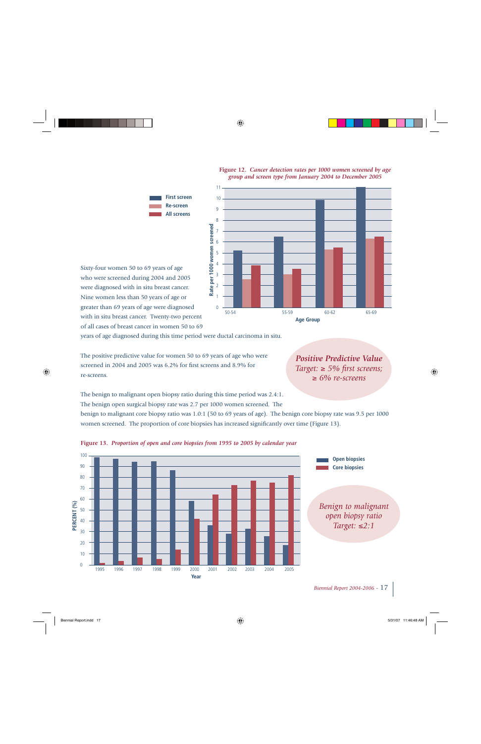**Figure 12.** *Cancer detection rates per 1000 women screened by age group and screen type from January 2004 to December 2005*

Sixty-four women 50 to 69 years of age who were screened during 2004 and 2005 were diagnosed with in situ breast cancer. Nine women less than 50 years of age or greater than 69 years of age were diagnosed with in situ breast cancer. Twenty-two percent of all cases of breast cancer in women 50 to 69 years of age diagnosed during this time period were ductal carcinoma in situ.

The positive predictive value for women 50 to 69 years of age who were screened in 2004 and 2005 was 6.2% for first screens and 8.9% for re-screens.

> ***Positive Predictive Value***
> *Target: ≥ 5% first screens; ≥ 6% re-screens*

The benign to malignant open biopsy ratio during this time period was 2.4:1. The benign open surgical biopsy rate was 2.7 per 1000 women screened. The benign to malignant core biopsy ratio was 1.0:1 (50 to 69 years of age). The benign core biopsy rate was 9.5 per 1000 women screened. The proportion of core biopsies has increased significantly over time (Figure 13).

**Figure 13.** *Proportion of open and core biopsies from 1995 to 2005 by calendar year*

> *Benign to malignant open biopsy ratio*
> *Target: ≤2:1*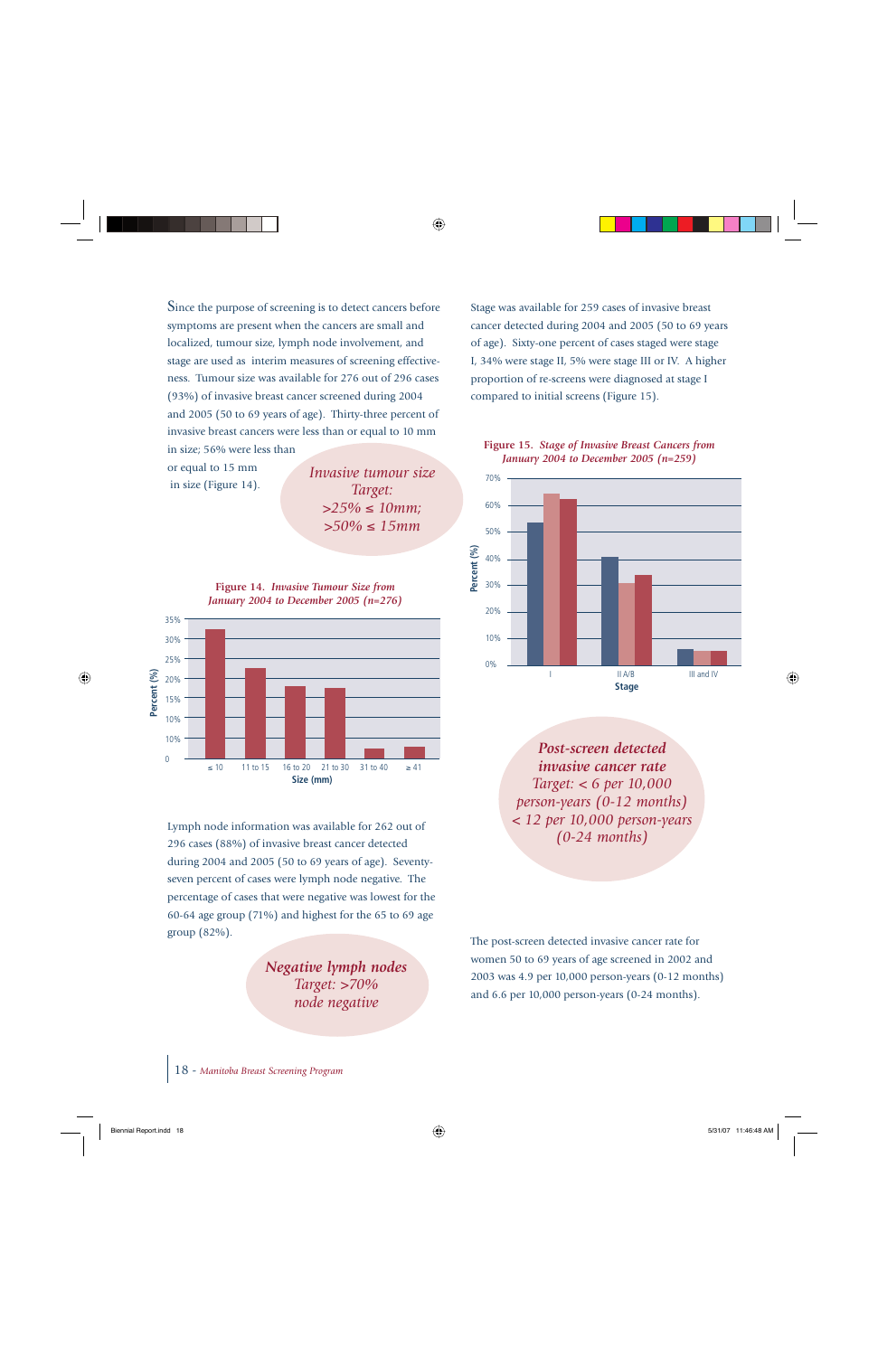Since the purpose of screening is to detect cancers before symptoms are present when the cancers are small and localized, tumour size, lymph node involvement, and stage are used as interim measures of screening effectiveness. Tumour size was available for 276 out of 296 cases (93%) of invasive breast cancer screened during 2004 and 2005 (50 to 69 years of age). Thirty-three percent of invasive breast cancers were less than or equal to 10 mm in size; 56% were less than or equal to 15 mm in size (Figure 14).

*Invasive tumour size*
*Target:*
*>25% ≤ 10mm;*
*>50% ≤ 15mm*

**Figure 14.** ***Invasive Tumour Size from January 2004 to December 2005 (n=276)***

Lymph node information was available for 262 out of 296 cases (88%) of invasive breast cancer detected during 2004 and 2005 (50 to 69 years of age). Seventy-seven percent of cases were lymph node negative. The percentage of cases that were negative was lowest for the 60-64 age group (71%) and highest for the 65 to 69 age group (82%).

***Negative lymph nodes***
*Target: >70%*
*node negative*

Stage was available for 259 cases of invasive breast cancer detected during 2004 and 2005 (50 to 69 years of age). Sixty-one percent of cases staged were stage I, 34% were stage II, 5% were stage III or IV. A higher proportion of re-screens were diagnosed at stage I compared to initial screens (Figure 15).

**Figure 15.** ***Stage of Invasive Breast Cancers from January 2004 to December 2005 (n=259)***

***Post-screen detected invasive cancer rate***
*Target: < 6 per 10,000*
*person-years (0-12 months)*
*< 12 per 10,000 person-years*
*(0-24 months)*

The post-screen detected invasive cancer rate for women 50 to 69 years of age screened in 2002 and 2003 was 4.9 per 10,000 person-years (0-12 months) and 6.6 per 10,000 person-years (0-24 months).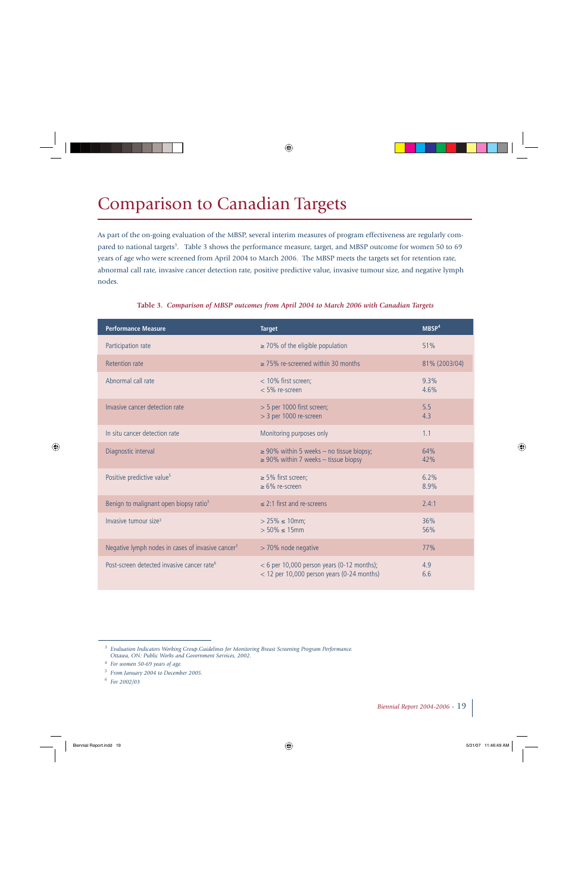# Comparison to Canadian Targets

As part of the on-going evaluation of the MBSP, several interim measures of program effectiveness are regularly compared to national targets[3]. Table 3 shows the performance measure, target, and MBSP outcome for women 50 to 69 years of age who were screened from April 2004 to March 2006. The MBSP meets the targets set for retention rate, abnormal call rate, invasive cancer detection rate, positive predictive value, invasive tumour size, and negative lymph nodes.

**Table 3.** ***Comparison of MBSP outcomes from April 2004 to March 2006 with Canadian Targets***

| Performance Measure | Target | MBSP[4] |
|---|---|---|
| Participation rate | ≥ 70% of the eligible population | 51% |
| Retention rate | ≥ 75% re-screened within 30 months | 81% (2003/04) |
| Abnormal call rate | < 10% first screen;<br>< 5% re-screen | 9.3%<br>4.6% |
| Invasive cancer detection rate | > 5 per 1000 first screen;<br>> 3 per 1000 re-screen | 5.5<br>4.3 |
| In situ cancer detection rate | Monitoring purposes only | 1.1 |
| Diagnostic interval | ≥ 90% within 5 weeks – no tissue biopsy;<br>≥ 90% within 7 weeks – tissue biopsy | 64%<br>42% |
| Positive predictive value[5] | ≥ 5% first screen;<br>≥ 6% re-screen | 6.2%<br>8.9% |
| Benign to malignant open biopsy ratio[3] | ≤ 2:1 first and re-screens | 2.4:1 |
| Invasive tumour size[3] | > 25% ≤ 10mm;<br>> 50% ≤ 15mm | 36%<br>56% |
| Negative lymph nodes in cases of invasive cancer[3] | > 70% node negative | 77% |
| Post-screen detected invasive cancer rate[6] | < 6 per 10,000 person years (0-12 months);<br>< 12 per 10,000 person years (0-24 months) | 4.9<br>6.6 |

[3] *Evaluation Indicators Working Group.Guidelines for Monitoring Breast Screening Program Performance. Ottawa, ON: Public Works and Government Services, 2002.*

[4] *For women 50-69 years of age.*

[5] *From January 2004 to December 2005.*

[6] *For 2002/03*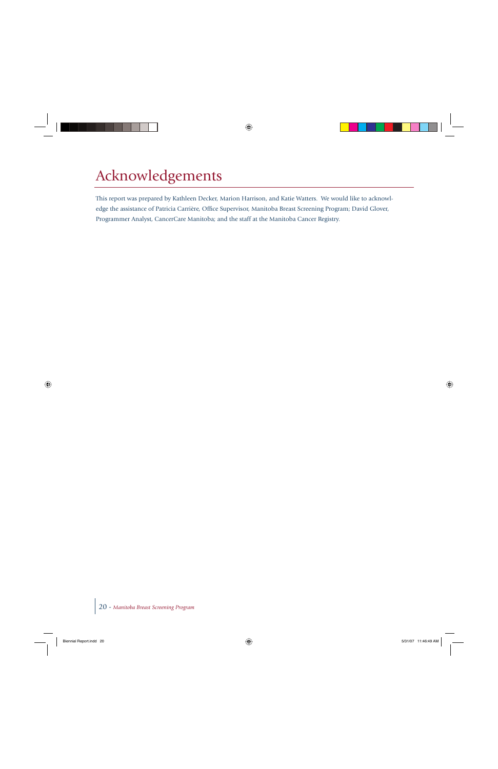# Acknowledgements

This report was prepared by Kathleen Decker, Marion Harrison, and Katie Watters. We would like to acknowledge the assistance of Patricia Carrière, Office Supervisor, Manitoba Breast Screening Program; David Glover, Programmer Analyst, CancerCare Manitoba; and the staff at the Manitoba Cancer Registry.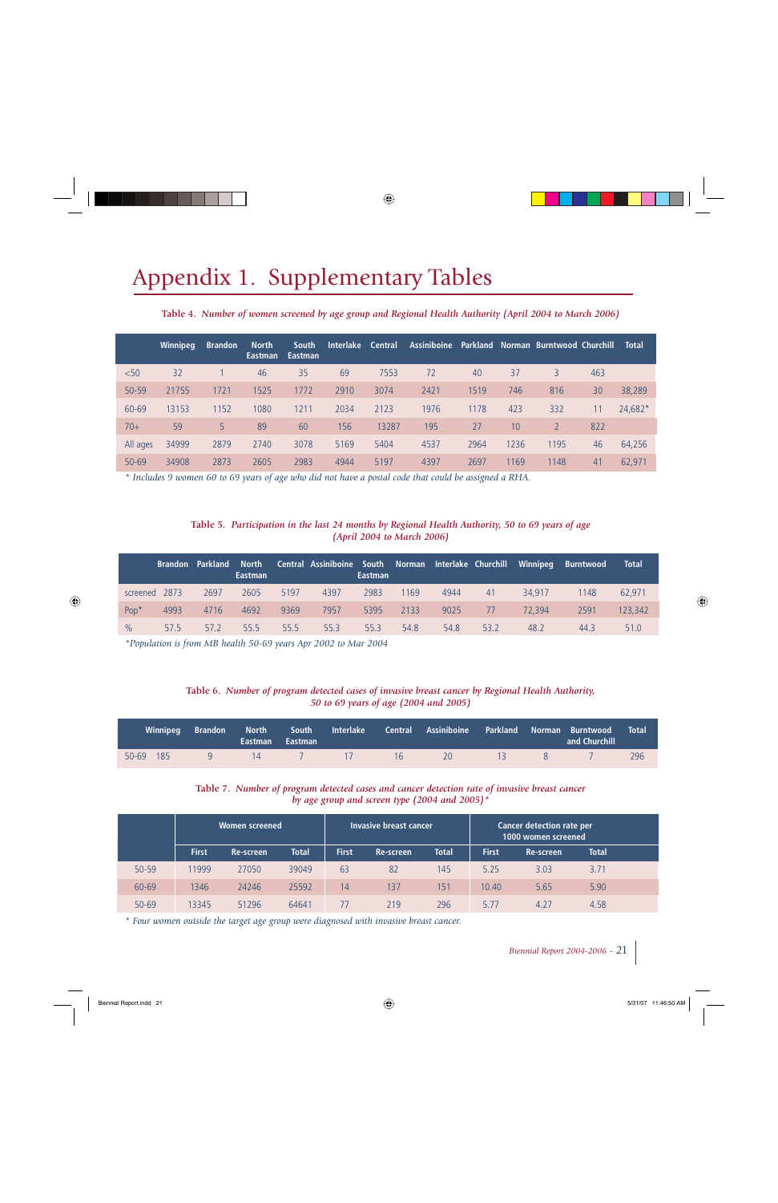# Appendix 1. Supplementary Tables

**Table 4.** *Number of women screened by age group and Regional Health Authority (April 2004 to March 2006)*

| | Winnipeg | Brandon | North Eastman | South Eastman | Interlake | Central | Assiniboine | Parkland | Norman | Burntwood | Churchill | Total |
|---|---|---|---|---|---|---|---|---|---|---|---|---|
| <50 | 32 | 1 | 46 | 35 | 69 | 7553 | 72 | 40 | 37 | 3 | 463 | |
| 50-59 | 21755 | 1721 | 1525 | 1772 | 2910 | 3074 | 2421 | 1519 | 746 | 816 | 30 | 38,289 |
| 60-69 | 13153 | 1152 | 1080 | 1211 | 2034 | 2123 | 1976 | 1178 | 423 | 332 | 11 | 24,682* |
| 70+ | 59 | 5 | 89 | 60 | 156 | 13287 | 195 | 27 | 10 | 2 | 822 | |
| All ages | 34999 | 2879 | 2740 | 3078 | 5169 | 5404 | 4537 | 2964 | 1236 | 1195 | 46 | 64,256 |
| 50-69 | 34908 | 2873 | 2605 | 2983 | 4944 | 5197 | 4397 | 2697 | 1169 | 1148 | 41 | 62,971 |

*\* Includes 9 women 60 to 69 years of age who did not have a postal code that could be assigned a RHA.*

**Table 5.** *Participation in the last 24 months by Regional Health Authority, 50 to 69 years of age (April 2004 to March 2006)*

| | Brandon | Parkland | North Eastman | Central | Assiniboine | South Eastman | Norman | Interlake | Churchill | Winnipeg | Burntwood | Total |
|---|---|---|---|---|---|---|---|---|---|---|---|---|
| screened | 2873 | 2697 | 2605 | 5197 | 4397 | 2983 | 1169 | 4944 | 41 | 34,917 | 1148 | 62,971 |
| Pop* | 4993 | 4716 | 4692 | 9369 | 7957 | 5395 | 2133 | 9025 | 77 | 72,394 | 2591 | 123,342 |
| % | 57.5 | 57.2 | 55.5 | 55.5 | 55.3 | 55.3 | 54.8 | 54.8 | 53.2 | 48.2 | 44.3 | 51.0 |

*\*Population is from MB health 50-69 years Apr 2002 to Mar 2004*

**Table 6.** *Number of program detected cases of invasive breast cancer by Regional Health Authority, 50 to 69 years of age (2004 and 2005)*

| | Winnipeg | Brandon | North Eastman | South Eastman | Interlake | Central | Assiniboine | Parkland | Norman | Burntwood and Churchill | Total |
|---|---|---|---|---|---|---|---|---|---|---|---|
| 50-69 | 185 | 9 | 14 | 7 | 17 | 16 | 20 | 13 | 8 | 7 | 296 |

**Table 7.** *Number of program detected cases and cancer detection rate of invasive breast cancer by age group and screen type (2004 and 2005)\**

| | Women screened | | | Invasive breast cancer | | | Cancer detection rate per 1000 women screened | | |
|---|---|---|---|---|---|---|---|---|---|
| | First | Re-screen | Total | First | Re-screen | Total | First | Re-screen | Total |
| 50-59 | 11999 | 27050 | 39049 | 63 | 82 | 145 | 5.25 | 3.03 | 3.71 |
| 60-69 | 1346 | 24246 | 25592 | 14 | 137 | 151 | 10.40 | 5.65 | 5.90 |
| 50-69 | 13345 | 51296 | 64641 | 77 | 219 | 296 | 5.77 | 4.27 | 4.58 |

*\* Four women outside the target age group were diagnosed with invasive breast cancer.*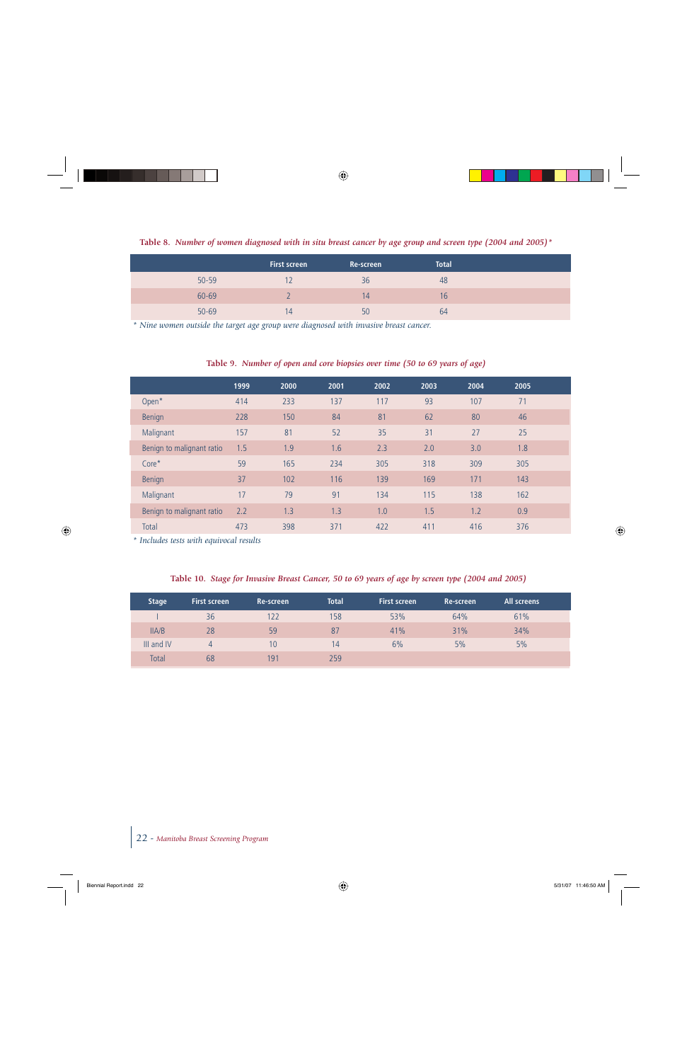**Table 8.** *Number of women diagnosed with in situ breast cancer by age group and screen type (2004 and 2005)\**

| | First screen | Re-screen | Total |
|---|---|---|---|
| 50-59 | 12 | 36 | 48 |
| 60-69 | 2 | 14 | 16 |
| 50-69 | 14 | 50 | 64 |

*\* Nine women outside the target age group were diagnosed with invasive breast cancer.*

**Table 9.** *Number of open and core biopsies over time (50 to 69 years of age)*

| | 1999 | 2000 | 2001 | 2002 | 2003 | 2004 | 2005 |
|---|---|---|---|---|---|---|---|
| Open* | 414 | 233 | 137 | 117 | 93 | 107 | 71 |
| Benign | 228 | 150 | 84 | 81 | 62 | 80 | 46 |
| Malignant | 157 | 81 | 52 | 35 | 31 | 27 | 25 |
| Benign to malignant ratio | 1.5 | 1.9 | 1.6 | 2.3 | 2.0 | 3.0 | 1.8 |
| Core* | 59 | 165 | 234 | 305 | 318 | 309 | 305 |
| Benign | 37 | 102 | 116 | 139 | 169 | 171 | 143 |
| Malignant | 17 | 79 | 91 | 134 | 115 | 138 | 162 |
| Benign to malignant ratio | 2.2 | 1.3 | 1.3 | 1.0 | 1.5 | 1.2 | 0.9 |
| Total | 473 | 398 | 371 | 422 | 411 | 416 | 376 |

*\* Includes tests with equivocal results*

**Table 10.** *Stage for Invasive Breast Cancer, 50 to 69 years of age by screen type (2004 and 2005)*

| Stage | First screen | Re-screen | Total | First screen | Re-screen | All screens |
|---|---|---|---|---|---|---|
| I | 36 | 122 | 158 | 53% | 64% | 61% |
| IIA/B | 28 | 59 | 87 | 41% | 31% | 34% |
| III and IV | 4 | 10 | 14 | 6% | 5% | 5% |
| Total | 68 | 191 | 259 | | | |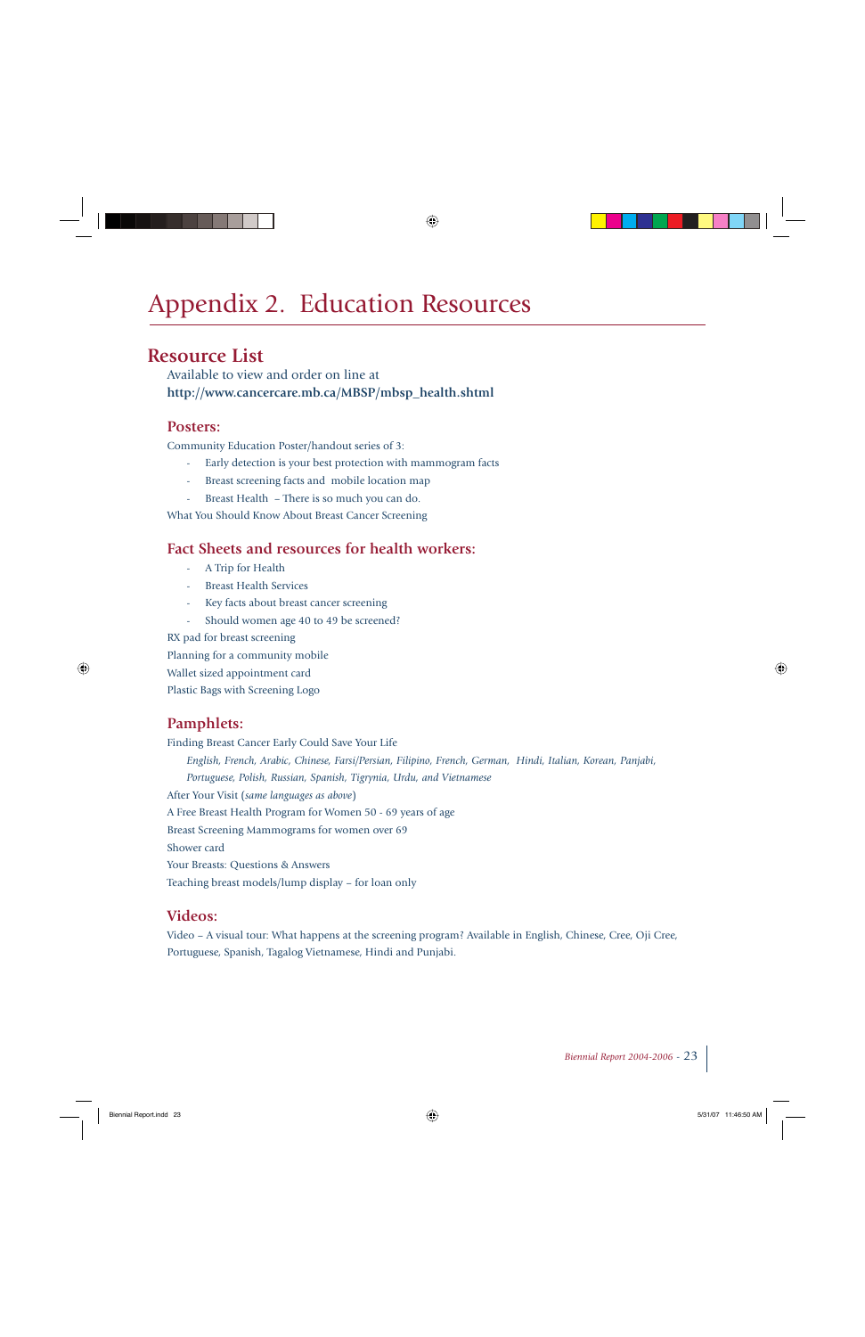# Appendix 2. Education Resources

## Resource List

Available to view and order on line at
**http://www.cancercare.mb.ca/MBSP/mbsp_health.shtml**

### Posters:

Community Education Poster/handout series of 3:

- Early detection is your best protection with mammogram facts
- Breast screening facts and mobile location map
- Breast Health – There is so much you can do.

What You Should Know About Breast Cancer Screening

### Fact Sheets and resources for health workers:

- A Trip for Health
- Breast Health Services
- Key facts about breast cancer screening
- Should women age 40 to 49 be screened?

RX pad for breast screening

Planning for a community mobile

Wallet sized appointment card

Plastic Bags with Screening Logo

### Pamphlets:

Finding Breast Cancer Early Could Save Your Life

*English, French, Arabic, Chinese, Farsi/Persian, Filipino, French, German, Hindi, Italian, Korean, Panjabi, Portuguese, Polish, Russian, Spanish, Tigrynia, Urdu, and Vietnamese*

After Your Visit (*same languages as above*)

A Free Breast Health Program for Women 50 - 69 years of age

Breast Screening Mammograms for women over 69

Shower card

Your Breasts: Questions & Answers

Teaching breast models/lump display – for loan only

### Videos:

Video – A visual tour: What happens at the screening program? Available in English, Chinese, Cree, Oji Cree, Portuguese, Spanish, Tagalog Vietnamese, Hindi and Punjabi.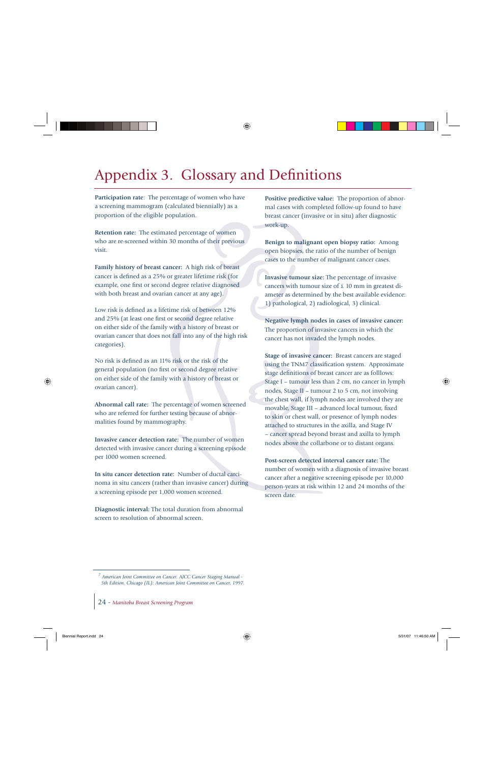# Appendix 3. Glossary and Definitions

**Participation rate**: The percentage of women who have a screening mammogram (calculated biennially) as a proportion of the eligible population.

**Retention rate:** The estimated percentage of women who are re-screened within 30 months of their previous visit.

**Family history of breast cancer:** A high risk of breast cancer is defined as a 25% or greater lifetime risk (for example, one first or second degree relative diagnosed with both breast and ovarian cancer at any age).

Low risk is defined as a lifetime risk of between 12% and 25% (at least one first or second degree relative on either side of the family with a history of breast or ovarian cancer that does not fall into any of the high risk categories).

No risk is defined as an 11% risk or the risk of the general population (no first or second degree relative on either side of the family with a history of breast or ovarian cancer).

**Abnormal call rate:** The percentage of women screened who are referred for further testing because of abnormalities found by mammography.

**Invasive cancer detection rate:** The number of women detected with invasive cancer during a screening episode per 1000 women screened.

**In situ cancer detection rate:** Number of ductal carcinoma in situ cancers (rather than invasive cancer) during a screening episode per 1,000 women screened.

**Diagnostic interval:** The total duration from abnormal screen to resolution of abnormal screen.

**Positive predictive value:** The proportion of abnormal cases with completed follow-up found to have breast cancer (invasive or in situ) after diagnostic work-up.

**Benign to malignant open biopsy ratio:** Among open biopsies, the ratio of the number of benign cases to the number of malignant cancer cases.

**Invasive tumour size:** The percentage of invasive cancers with tumour size of £ 10 mm in greatest diameter as determined by the best available evidence: 1) pathological, 2) radiological, 3) clinical.

**Negative lymph nodes in cases of invasive cancer:** The proportion of invasive cancers in which the cancer has not invaded the lymph nodes.

**Stage of invasive cancer:** Breast cancers are staged using the TNM7 classification system. Approximate stage definitions of breast cancer are as folllows: Stage I – tumour less than 2 cm, no cancer in lymph nodes, Stage II – tumour 2 to 5 cm, not involving the chest wall, if lymph nodes are involved they are movable, Stage III – advanced local tumour, fixed to skin or chest wall, or presence of lymph nodes attached to structures in the axilla, and Stage IV – cancer spread beyond breast and axilla to lymph nodes above the collarbone or to distant organs.

**Post-screen detected interval cancer rate:** The number of women with a diagnosis of invasive breast cancer after a negative screening episode per 10,000 person-years at risk within 12 and 24 months of the screen date.

---

[7] *American Joint Committee on Cancer. AJCC Cancer Staging Manual - 5th Edition. Chicago (IL): American Joint Committee on Cancer, 1997.*